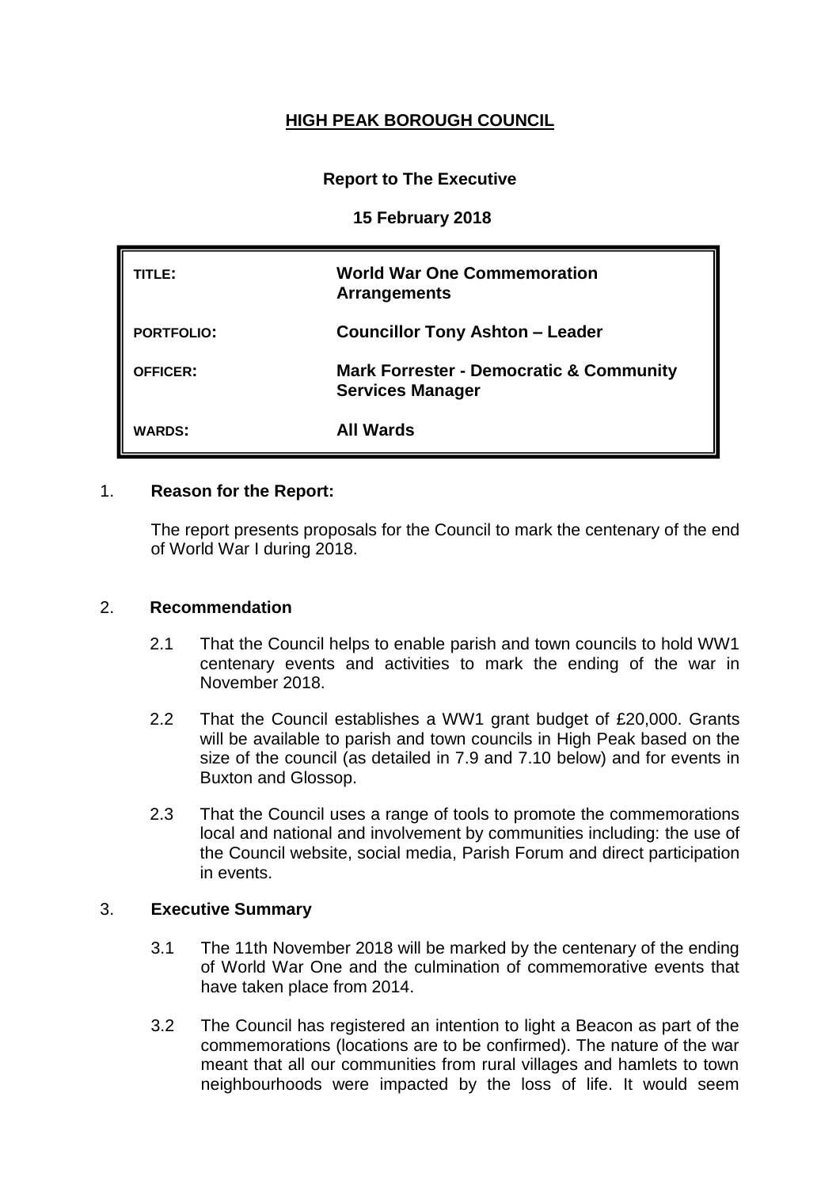# HIGH PEAK BOROUGH COUNCIL

**Report to The Executive**

**15 February 2018**

| | |
|---|---|
| **TITLE:** | **World War One Commemoration Arrangements** |
| **PORTFOLIO:** | **Councillor Tony Ashton – Leader** |
| **OFFICER:** | **Mark Forrester - Democratic & Community Services Manager** |
| **WARDS:** | **All Wards** |

1. **Reason for the Report:**

   The report presents proposals for the Council to mark the centenary of the end of World War I during 2018.

2. **Recommendation**

   2.1 That the Council helps to enable parish and town councils to hold WW1 centenary events and activities to mark the ending of the war in November 2018.

   2.2 That the Council establishes a WW1 grant budget of £20,000. Grants will be available to parish and town councils in High Peak based on the size of the council (as detailed in 7.9 and 7.10 below) and for events in Buxton and Glossop.

   2.3 That the Council uses a range of tools to promote the commemorations local and national and involvement by communities including: the use of the Council website, social media, Parish Forum and direct participation in events.

3. **Executive Summary**

   3.1 The 11th November 2018 will be marked by the centenary of the ending of World War One and the culmination of commemorative events that have taken place from 2014.

   3.2 The Council has registered an intention to light a Beacon as part of the commemorations (locations are to be confirmed). The nature of the war meant that all our communities from rural villages and hamlets to town neighbourhoods were impacted by the loss of life. It would seem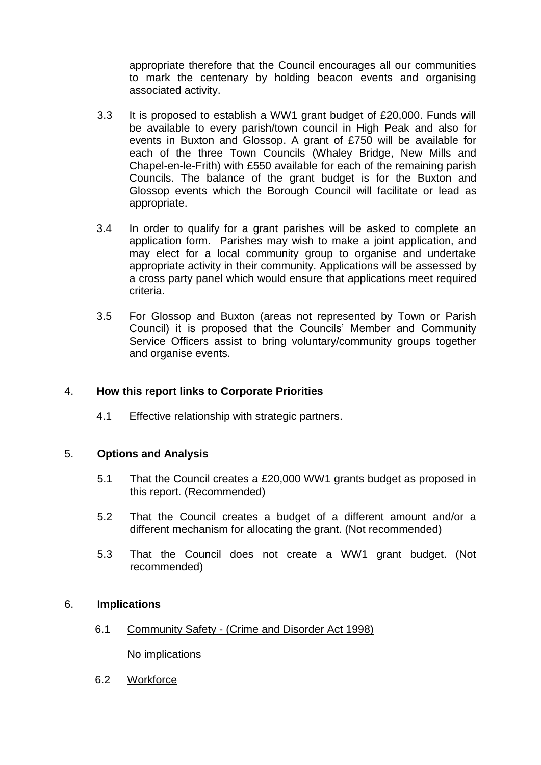appropriate therefore that the Council encourages all our communities to mark the centenary by holding beacon events and organising associated activity.

3.3 It is proposed to establish a WW1 grant budget of £20,000. Funds will be available to every parish/town council in High Peak and also for events in Buxton and Glossop. A grant of £750 will be available for each of the three Town Councils (Whaley Bridge, New Mills and Chapel-en-le-Frith) with £550 available for each of the remaining parish Councils. The balance of the grant budget is for the Buxton and Glossop events which the Borough Council will facilitate or lead as appropriate.

3.4 In order to qualify for a grant parishes will be asked to complete an application form. Parishes may wish to make a joint application, and may elect for a local community group to organise and undertake appropriate activity in their community. Applications will be assessed by a cross party panel which would ensure that applications meet required criteria.

3.5 For Glossop and Buxton (areas not represented by Town or Parish Council) it is proposed that the Councils' Member and Community Service Officers assist to bring voluntary/community groups together and organise events.

## 4. How this report links to Corporate Priorities

4.1 Effective relationship with strategic partners.

## 5. Options and Analysis

5.1 That the Council creates a £20,000 WW1 grants budget as proposed in this report. (Recommended)

5.2 That the Council creates a budget of a different amount and/or a different mechanism for allocating the grant. (Not recommended)

5.3 That the Council does not create a WW1 grant budget. (Not recommended)

## 6. Implications

6.1 Community Safety - (Crime and Disorder Act 1998)

No implications

6.2 Workforce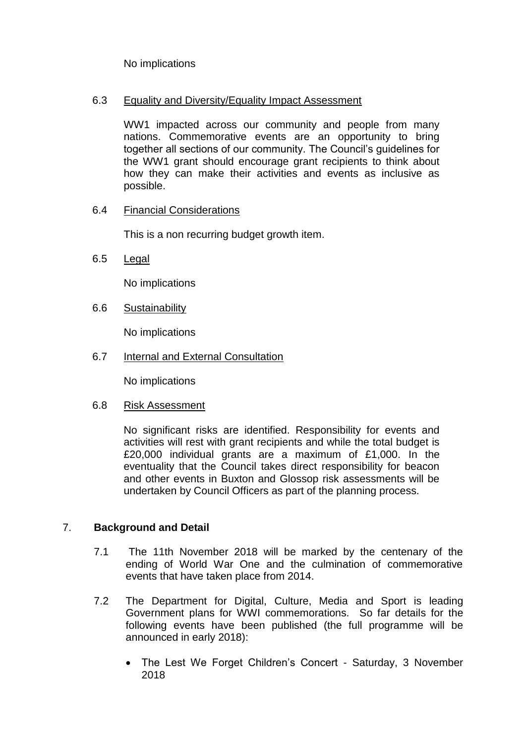No implications

6.3 Equality and Diversity/Equality Impact Assessment

WW1 impacted across our community and people from many nations. Commemorative events are an opportunity to bring together all sections of our community. The Council's guidelines for the WW1 grant should encourage grant recipients to think about how they can make their activities and events as inclusive as possible.

6.4 Financial Considerations

This is a non recurring budget growth item.

6.5 Legal

No implications

6.6 Sustainability

No implications

6.7 Internal and External Consultation

No implications

6.8 Risk Assessment

No significant risks are identified. Responsibility for events and activities will rest with grant recipients and while the total budget is £20,000 individual grants are a maximum of £1,000. In the eventuality that the Council takes direct responsibility for beacon and other events in Buxton and Glossop risk assessments will be undertaken by Council Officers as part of the planning process.

## 7. Background and Detail

7.1 The 11th November 2018 will be marked by the centenary of the ending of World War One and the culmination of commemorative events that have taken place from 2014.

7.2 The Department for Digital, Culture, Media and Sport is leading Government plans for WWI commemorations. So far details for the following events have been published (the full programme will be announced in early 2018):

- The Lest We Forget Children's Concert - Saturday, 3 November 2018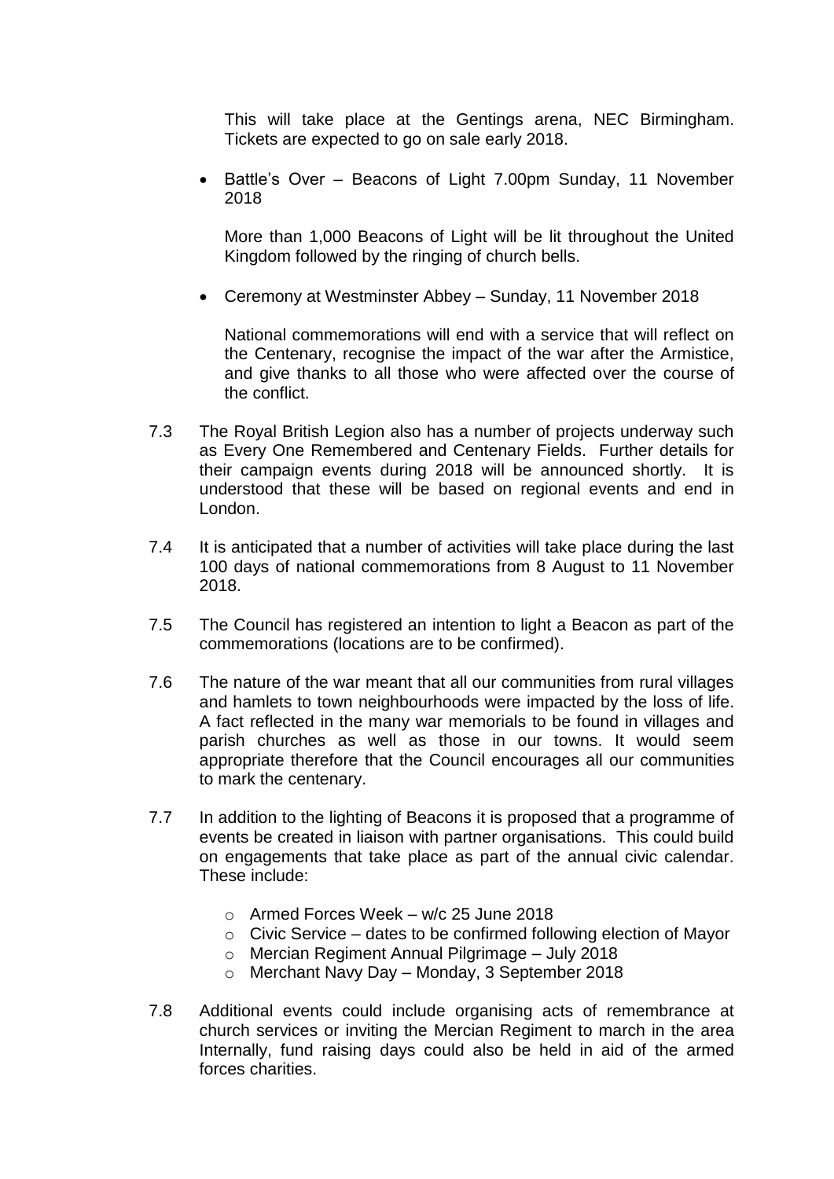This will take place at the Gentings arena, NEC Birmingham. Tickets are expected to go on sale early 2018.

- Battle's Over – Beacons of Light 7.00pm Sunday, 11 November 2018

  More than 1,000 Beacons of Light will be lit throughout the United Kingdom followed by the ringing of church bells.

- Ceremony at Westminster Abbey – Sunday, 11 November 2018

  National commemorations will end with a service that will reflect on the Centenary, recognise the impact of the war after the Armistice, and give thanks to all those who were affected over the course of the conflict.

7.3 The Royal British Legion also has a number of projects underway such as Every One Remembered and Centenary Fields. Further details for their campaign events during 2018 will be announced shortly. It is understood that these will be based on regional events and end in London.

7.4 It is anticipated that a number of activities will take place during the last 100 days of national commemorations from 8 August to 11 November 2018.

7.5 The Council has registered an intention to light a Beacon as part of the commemorations (locations are to be confirmed).

7.6 The nature of the war meant that all our communities from rural villages and hamlets to town neighbourhoods were impacted by the loss of life. A fact reflected in the many war memorials to be found in villages and parish churches as well as those in our towns. It would seem appropriate therefore that the Council encourages all our communities to mark the centenary.

7.7 In addition to the lighting of Beacons it is proposed that a programme of events be created in liaison with partner organisations. This could build on engagements that take place as part of the annual civic calendar. These include:

   - Armed Forces Week – w/c 25 June 2018
   - Civic Service – dates to be confirmed following election of Mayor
   - Mercian Regiment Annual Pilgrimage – July 2018
   - Merchant Navy Day – Monday, 3 September 2018

7.8 Additional events could include organising acts of remembrance at church services or inviting the Mercian Regiment to march in the area Internally, fund raising days could also be held in aid of the armed forces charities.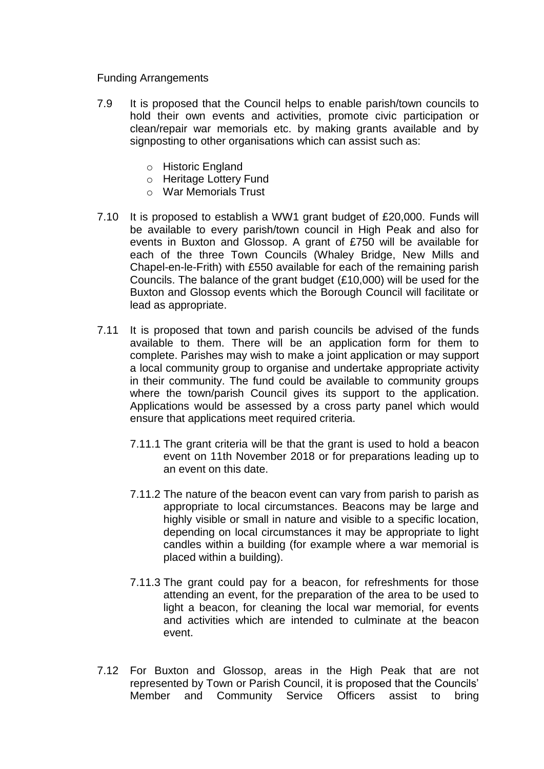Funding Arrangements

7.9 It is proposed that the Council helps to enable parish/town councils to hold their own events and activities, promote civic participation or clean/repair war memorials etc. by making grants available and by signposting to other organisations which can assist such as:

- Historic England
- Heritage Lottery Fund
- War Memorials Trust

7.10 It is proposed to establish a WW1 grant budget of £20,000. Funds will be available to every parish/town council in High Peak and also for events in Buxton and Glossop. A grant of £750 will be available for each of the three Town Councils (Whaley Bridge, New Mills and Chapel-en-le-Frith) with £550 available for each of the remaining parish Councils. The balance of the grant budget (£10,000) will be used for the Buxton and Glossop events which the Borough Council will facilitate or lead as appropriate.

7.11 It is proposed that town and parish councils be advised of the funds available to them. There will be an application form for them to complete. Parishes may wish to make a joint application or may support a local community group to organise and undertake appropriate activity in their community. The fund could be available to community groups where the town/parish Council gives its support to the application. Applications would be assessed by a cross party panel which would ensure that applications meet required criteria.

7.11.1 The grant criteria will be that the grant is used to hold a beacon event on 11th November 2018 or for preparations leading up to an event on this date.

7.11.2 The nature of the beacon event can vary from parish to parish as appropriate to local circumstances. Beacons may be large and highly visible or small in nature and visible to a specific location, depending on local circumstances it may be appropriate to light candles within a building (for example where a war memorial is placed within a building).

7.11.3 The grant could pay for a beacon, for refreshments for those attending an event, for the preparation of the area to be used to light a beacon, for cleaning the local war memorial, for events and activities which are intended to culminate at the beacon event.

7.12 For Buxton and Glossop, areas in the High Peak that are not represented by Town or Parish Council, it is proposed that the Councils' Member and Community Service Officers assist to bring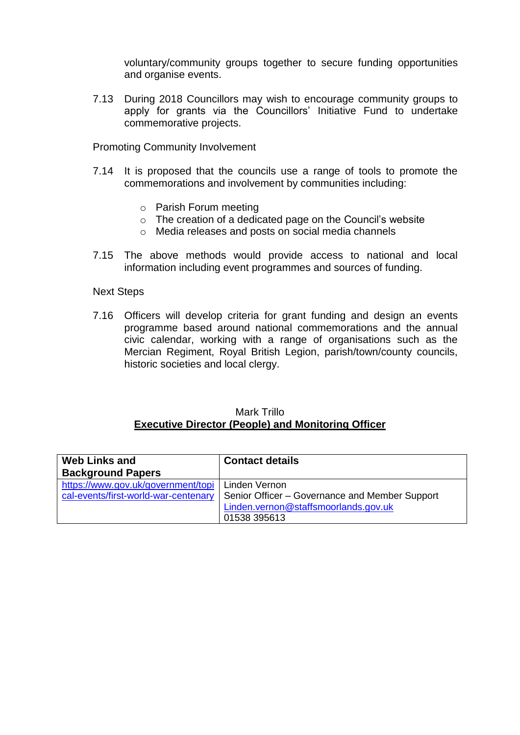voluntary/community groups together to secure funding opportunities and organise events.

7.13 During 2018 Councillors may wish to encourage community groups to apply for grants via the Councillors' Initiative Fund to undertake commemorative projects.

Promoting Community Involvement

7.14 It is proposed that the councils use a range of tools to promote the commemorations and involvement by communities including:

- Parish Forum meeting
- The creation of a dedicated page on the Council's website
- Media releases and posts on social media channels

7.15 The above methods would provide access to national and local information including event programmes and sources of funding.

Next Steps

7.16 Officers will develop criteria for grant funding and design an events programme based around national commemorations and the annual civic calendar, working with a range of organisations such as the Mercian Regiment, Royal British Legion, parish/town/county councils, historic societies and local clergy.

Mark Trillo
**Executive Director (People) and Monitoring Officer**

| **Web Links and Background Papers** | **Contact details** |
|---|---|
| https://www.gov.uk/government/topical-events/first-world-war-centenary | Linden Vernon<br>Senior Officer – Governance and Member Support<br>Linden.vernon@staffsmoorlands.gov.uk<br>01538 395613 |